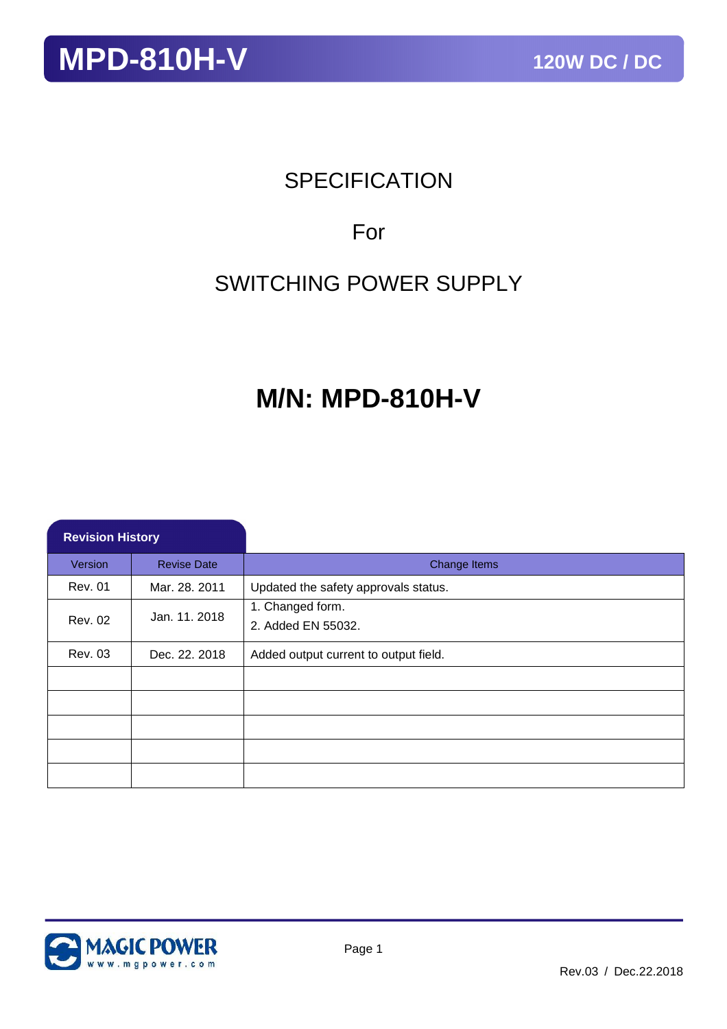# MPD-810H-V

**120W DC / DC**

SPECIFICATION

For

SWITCHING POWER SUPPLY

## M/N: MPD-810H-V

**Revision History**

| Version | Revise Date | Change Items |
|---|---|---|
| Rev. 01 | Mar. 28. 2011 | Updated the safety approvals status. |
| Rev. 02 | Jan. 11. 2018 | 1. Changed form.<br>2. Added EN 55032. |
| Rev. 03 | Dec. 22. 2018 | Added output current to output field. |
| | | |
| | | |
| | | |
| | | |
| | | |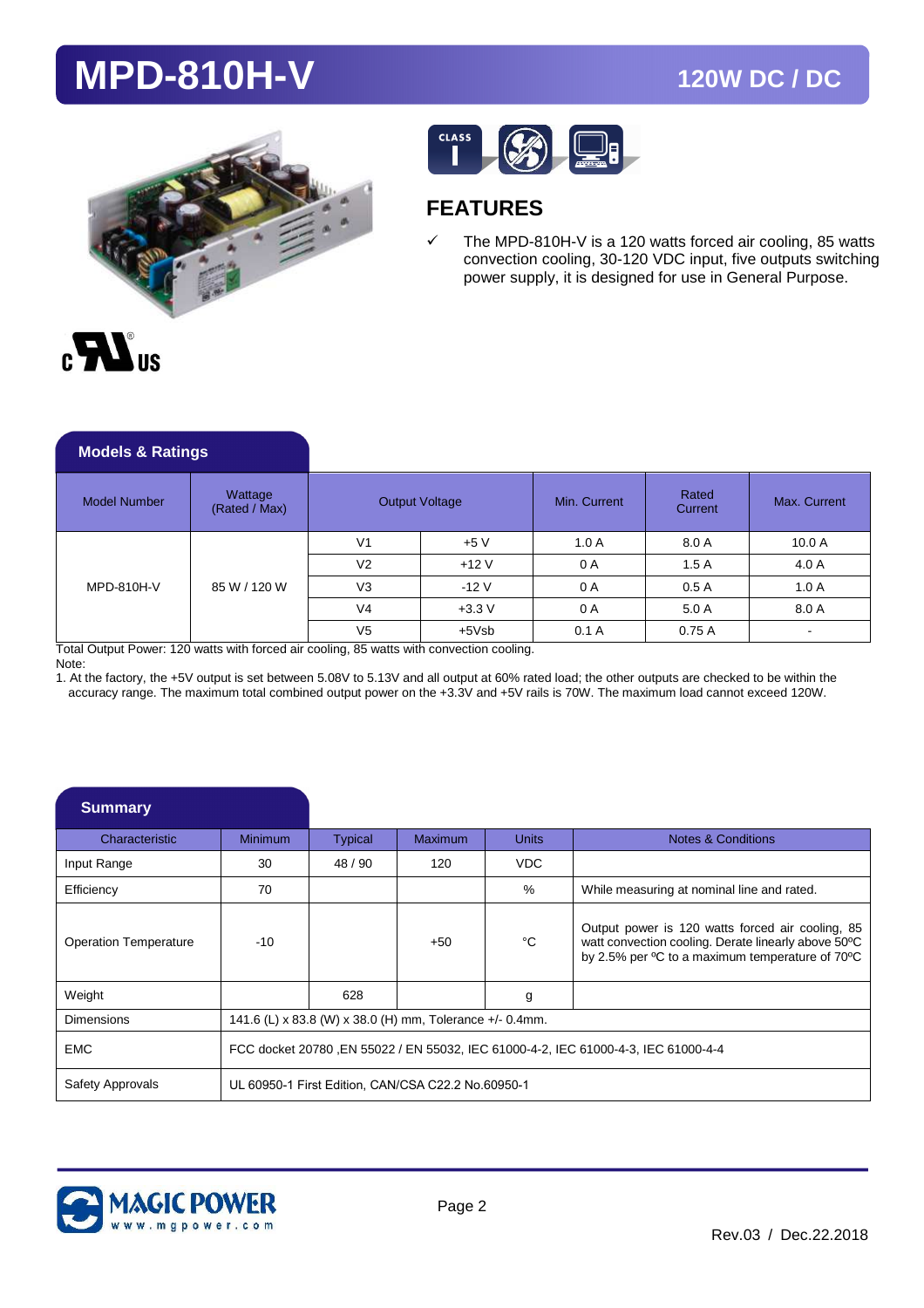# MPD-810H-V

**120W DC / DC**

## FEATURES

- ✓ The MPD-810H-V is a 120 watts forced air cooling, 85 watts convection cooling, 30-120 VDC input, five outputs switching power supply, it is designed for use in General Purpose.

## Models & Ratings

| Model Number | Wattage (Rated / Max) | Output Voltage | | Min. Current | Rated Current | Max. Current |
|---|---|---|---|---|---|---|
| MPD-810H-V | 85 W / 120 W | V1 | +5 V | 1.0 A | 8.0 A | 10.0 A |
| | | V2 | +12 V | 0 A | 1.5 A | 4.0 A |
| | | V3 | -12 V | 0 A | 0.5 A | 1.0 A |
| | | V4 | +3.3 V | 0 A | 5.0 A | 8.0 A |
| | | V5 | +5Vsb | 0.1 A | 0.75 A | - |

Total Output Power: 120 watts with forced air cooling, 85 watts with convection cooling.

Note:

1. At the factory, the +5V output is set between 5.08V to 5.13V and all output at 60% rated load; the other outputs are checked to be within the accuracy range. The maximum total combined output power on the +3.3V and +5V rails is 70W. The maximum load cannot exceed 120W.

## Summary

| Characteristic | Minimum | Typical | Maximum | Units | Notes & Conditions |
|---|---|---|---|---|---|
| Input Range | 30 | 48 / 90 | 120 | VDC | |
| Efficiency | 70 | | | % | While measuring at nominal line and rated. |
| Operation Temperature | -10 | | +50 | °C | Output power is 120 watts forced air cooling, 85 watt convection cooling. Derate linearly above 50ºC by 2.5% per ºC to a maximum temperature of 70ºC |
| Weight | | 628 | | g | |
| Dimensions | 141.6 (L) x 83.8 (W) x 38.0 (H) mm, Tolerance +/- 0.4mm. | | | | |
| EMC | FCC docket 20780 ,EN 55022 / EN 55032, IEC 61000-4-2, IEC 61000-4-3, IEC 61000-4-4 | | | | |
| Safety Approvals | UL 60950-1 First Edition, CAN/CSA C22.2 No.60950-1 | | | | |

Rev.03 / Dec.22.2018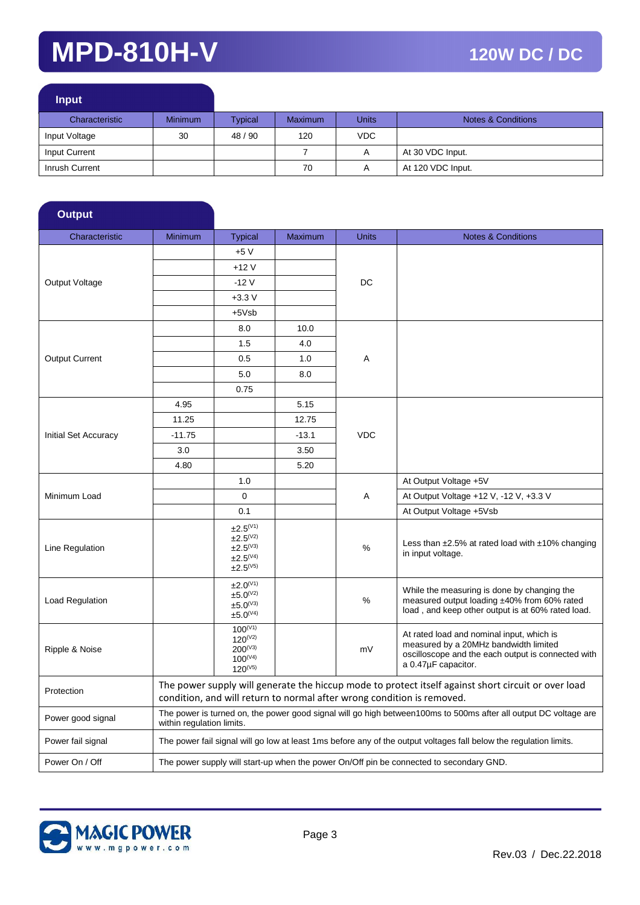# MPD-810H-V

## 120W DC / DC

### Input

| Characteristic | Minimum | Typical | Maximum | Units | Notes & Conditions |
|---|---|---|---|---|---|
| Input Voltage | 30 | 48 / 90 | 120 | VDC | |
| Input Current | | | 7 | A | At 30 VDC Input. |
| Inrush Current | | | 70 | A | At 120 VDC Input. |

### Output

| Characteristic | Minimum | Typical | Maximum | Units | Notes & Conditions |
|---|---|---|---|---|---|
| Output Voltage | | +5 V | | DC | |
| | | +12 V | | | |
| | | -12 V | | | |
| | | +3.3 V | | | |
| | | +5Vsb | | | |
| Output Current | | 8.0 | 10.0 | A | |
| | | 1.5 | 4.0 | | |
| | | 0.5 | 1.0 | | |
| | | 5.0 | 8.0 | | |
| | | 0.75 | | | |
| Initial Set Accuracy | 4.95 | | 5.15 | VDC | |
| | 11.25 | | 12.75 | | |
| | -11.75 | | -13.1 | | |
| | 3.0 | | 3.50 | | |
| | 4.80 | | 5.20 | | |
| Minimum Load | | 1.0 | | A | At Output Voltage +5V |
| | | 0 | | | At Output Voltage +12 V, -12 V, +3.3 V |
| | | 0.1 | | | At Output Voltage +5Vsb |
| Line Regulation | | ±2.5(V1)<br>±2.5(V2)<br>±2.5(V3)<br>±2.5(V4)<br>±2.5(V5) | | % | Less than ±2.5% at rated load with ±10% changing in input voltage. |
| Load Regulation | | ±2.0(V1)<br>±5.0(V2)<br>±5.0(V3)<br>±5.0(V4) | | % | While the measuring is done by changing the measured output loading ±40% from 60% rated load , and keep other output is at 60% rated load. |
| Ripple & Noise | | 100(V1)<br>120(V2)<br>200(V3)<br>100(V4)<br>120(V5) | | mV | At rated load and nominal input, which is measured by a 20MHz bandwidth limited oscilloscope and the each output is connected with a 0.47µF capacitor. |
| Protection | The power supply will generate the hiccup mode to protect itself against short circuit or over load condition, and will return to normal after wrong condition is removed. | | | | |
| Power good signal | The power is turned on, the power good signal will go high between100ms to 500ms after all output DC voltage are within regulation limits. | | | | |
| Power fail signal | The power fail signal will go low at least 1ms before any of the output voltages fall below the regulation limits. | | | | |
| Power On / Off | The power supply will start-up when the power On/Off pin be connected to secondary GND. | | | | |

Rev.03 / Dec.22.2018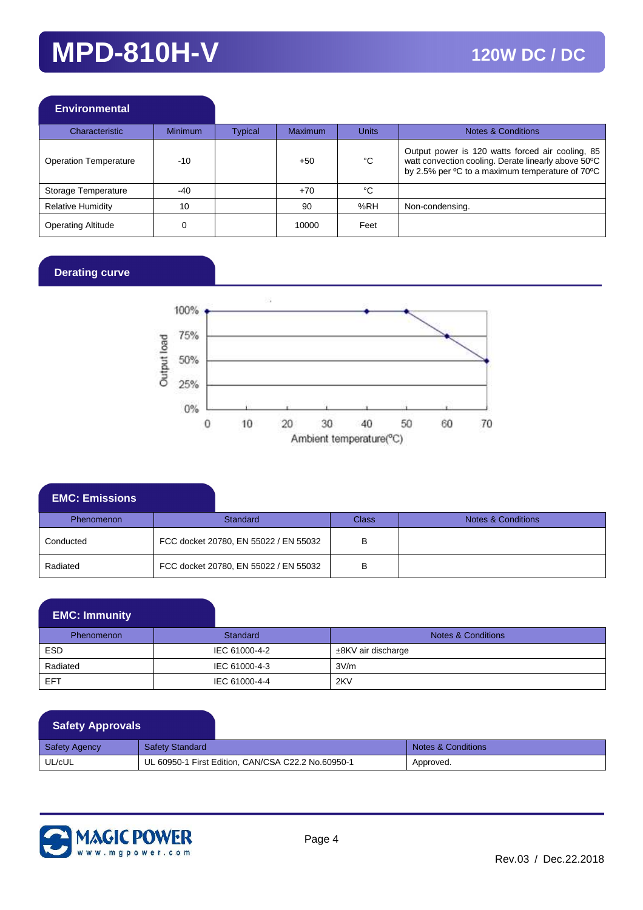# MPD-810H-V

## 120W DC / DC

### Environmental

| Characteristic | Minimum | Typical | Maximum | Units | Notes & Conditions |
|---|---|---|---|---|---|
| Operation Temperature | -10 | | +50 | °C | Output power is 120 watts forced air cooling, 85 watt convection cooling. Derate linearly above 50ºC by 2.5% per ºC to a maximum temperature of 70ºC |
| Storage Temperature | -40 | | +70 | °C | |
| Relative Humidity | 10 | | 90 | %RH | Non-condensing. |
| Operating Altitude | 0 | | 10000 | Feet | |

### Derating curve

Output load: 100%, 75%, 50%, 25%, 0%

Ambient temperature(°C): 0, 10, 20, 30, 40, 50, 60, 70

### EMC: Emissions

| Phenomenon | Standard | Class | Notes & Conditions |
|---|---|---|---|
| Conducted | FCC docket 20780, EN 55022 / EN 55032 | B | |
| Radiated | FCC docket 20780, EN 55022 / EN 55032 | B | |

### EMC: Immunity

| Phenomenon | Standard | Notes & Conditions |
|---|---|---|
| ESD | IEC 61000-4-2 | ±8KV air discharge |
| Radiated | IEC 61000-4-3 | 3V/m |
| EFT | IEC 61000-4-4 | 2KV |

### Safety Approvals

| Safety Agency | Safety Standard | Notes & Conditions |
|---|---|---|
| UL/cUL | UL 60950-1 First Edition, CAN/CSA C22.2 No.60950-1 | Approved. |

MAGIC POWER www.mgpower.com

Rev.03 / Dec.22.2018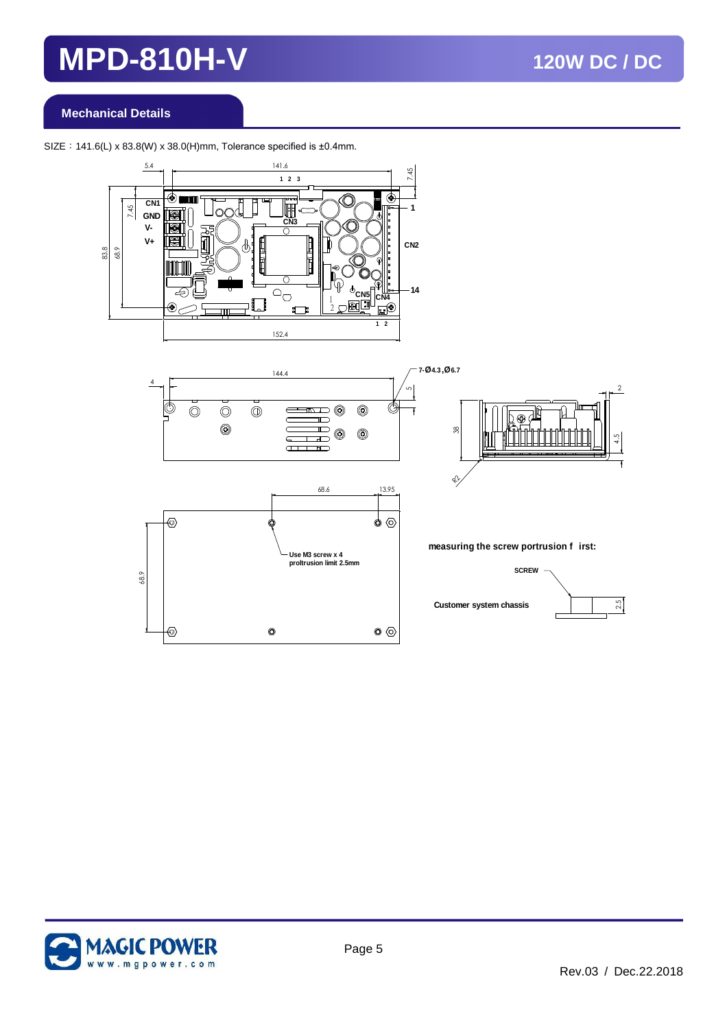## Mechanical Details

SIZE：141.6(L) x 83.8(W) x 38.0(H)mm, Tolerance specified is ±0.4mm.

measuring the screw portrusion f irst: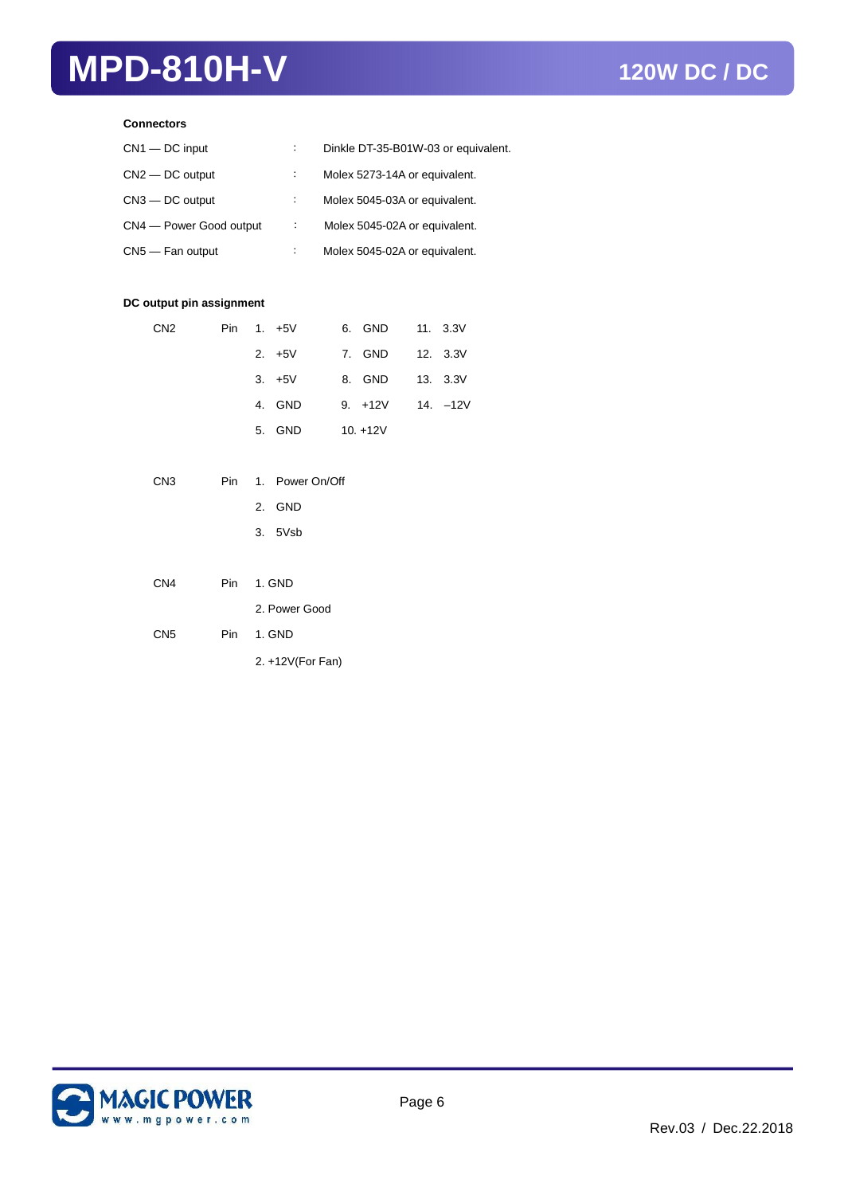**Connectors**

| | | |
|---|---|---|
| CN1 — DC input | : | Dinkle DT-35-B01W-03 or equivalent. |
| CN2 — DC output | : | Molex 5273-14A or equivalent. |
| CN3 — DC output | : | Molex 5045-03A or equivalent. |
| CN4 — Power Good output | : | Molex 5045-02A or equivalent. |
| CN5 — Fan output | : | Molex 5045-02A or equivalent. |

**DC output pin assignment**

| | | | | |
|---|---|---|---|---|
| CN2 | Pin | 1. +5V | 6. GND | 11. 3.3V |
| | | 2. +5V | 7. GND | 12. 3.3V |
| | | 3. +5V | 8. GND | 13. 3.3V |
| | | 4. GND | 9. +12V | 14. –12V |
| | | 5. GND | 10. +12V | |
| CN3 | Pin | 1. Power On/Off | | |
| | | 2. GND | | |
| | | 3. 5Vsb | | |
| CN4 | Pin | 1. GND | | |
| | | 2. Power Good | | |
| CN5 | Pin | 1. GND | | |
| | | 2. +12V(For Fan) | | |